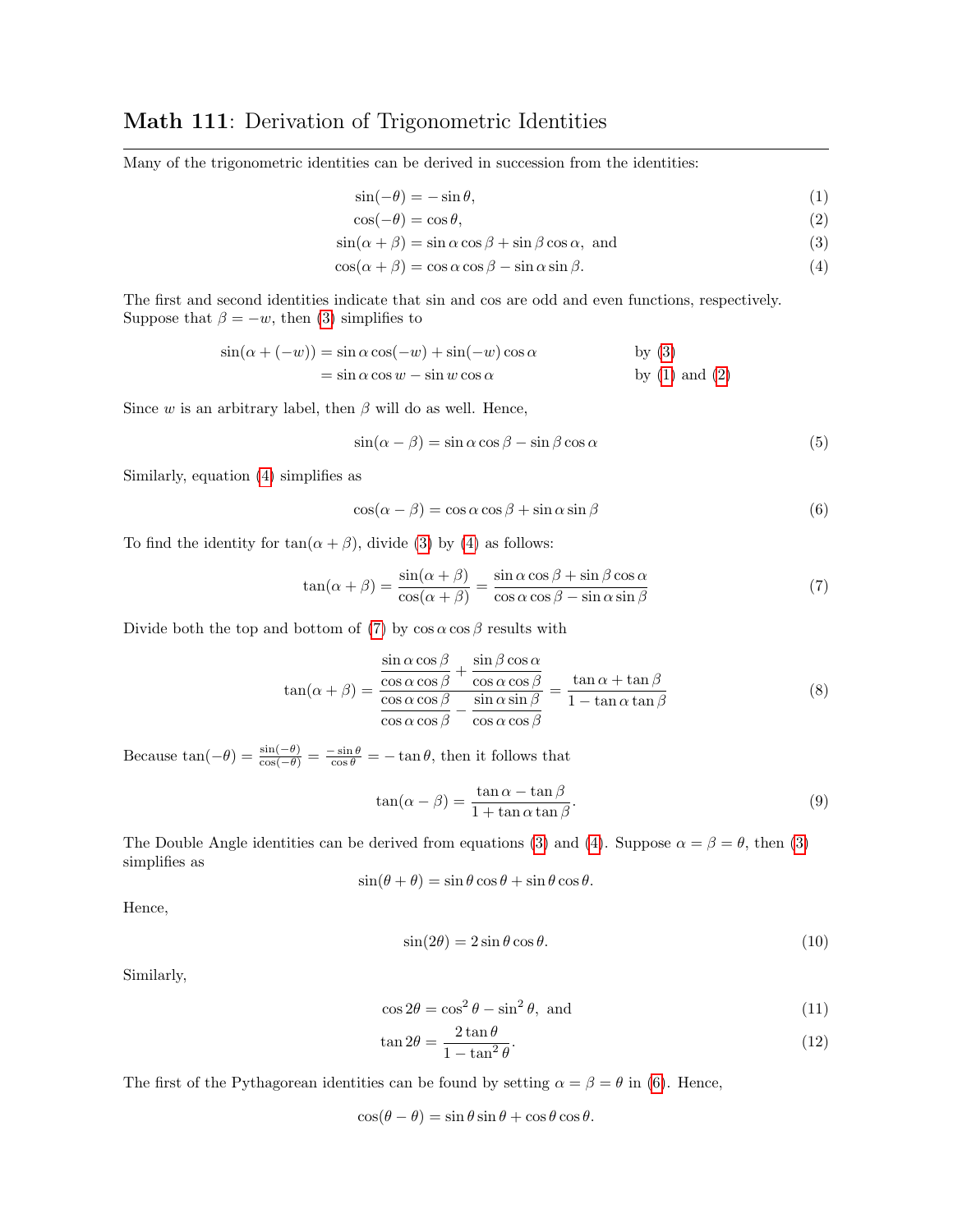# **Math 111**: Derivation of Trigonometric Identities

Many of the trigonometric identities can be derived in succession from the identities:

$$\sin(-\theta) = -\sin\theta, \tag{1}$$

$$\cos(-\theta) = \cos\theta, \tag{2}$$

$$\sin(\alpha+\beta) = \sin\alpha\cos\beta + \sin\beta\cos\alpha, \text{ and} \tag{3}$$

$$\cos(\alpha+\beta) = \cos\alpha\cos\beta - \sin\alpha\sin\beta. \tag{4}$$

The first and second identities indicate that sin and cos are odd and even functions, respectively. Suppose that $\beta = -w$, then (3) simplifies to

$$\begin{aligned}
\sin(\alpha + (-w)) &= \sin\alpha\cos(-w) + \sin(-w)\cos\alpha && \text{by (3)} \\
&= \sin\alpha\cos w - \sin w\cos\alpha && \text{by (1) and (2)}
\end{aligned}$$

Since $w$ is an arbitrary label, then $\beta$ will do as well. Hence,

$$\sin(\alpha-\beta) = \sin\alpha\cos\beta - \sin\beta\cos\alpha \tag{5}$$

Similarly, equation (4) simplifies as

$$\cos(\alpha-\beta) = \cos\alpha\cos\beta + \sin\alpha\sin\beta \tag{6}$$

To find the identity for $\tan(\alpha+\beta)$, divide (3) by (4) as follows:

$$\tan(\alpha+\beta) = \frac{\sin(\alpha+\beta)}{\cos(\alpha+\beta)} = \frac{\sin\alpha\cos\beta + \sin\beta\cos\alpha}{\cos\alpha\cos\beta - \sin\alpha\sin\beta} \tag{7}$$

Divide both the top and bottom of (7) by $\cos\alpha\cos\beta$ results with

$$\tan(\alpha+\beta) = \frac{\dfrac{\sin\alpha\cos\beta}{\cos\alpha\cos\beta} + \dfrac{\sin\beta\cos\alpha}{\cos\alpha\cos\beta}}{\dfrac{\cos\alpha\cos\beta}{\cos\alpha\cos\beta} - \dfrac{\sin\alpha\sin\beta}{\cos\alpha\cos\beta}} = \frac{\tan\alpha + \tan\beta}{1 - \tan\alpha\tan\beta} \tag{8}$$

Because $\tan(-\theta) = \frac{\sin(-\theta)}{\cos(-\theta)} = \frac{-\sin\theta}{\cos\theta} = -\tan\theta$, then it follows that

$$\tan(\alpha-\beta) = \frac{\tan\alpha - \tan\beta}{1 + \tan\alpha\tan\beta}. \tag{9}$$

The Double Angle identities can be derived from equations (3) and (4). Suppose $\alpha = \beta = \theta$, then (3) simplifies as

$$\sin(\theta+\theta) = \sin\theta\cos\theta + \sin\theta\cos\theta.$$

Hence,

$$\sin(2\theta) = 2\sin\theta\cos\theta. \tag{10}$$

Similarly,

$$\cos 2\theta = \cos^2\theta - \sin^2\theta, \text{ and} \tag{11}$$

$$\tan 2\theta = \frac{2\tan\theta}{1-\tan^2\theta}. \tag{12}$$

The first of the Pythagorean identities can be found by setting $\alpha = \beta = \theta$ in (6). Hence,

$$\cos(\theta-\theta) = \sin\theta\sin\theta + \cos\theta\cos\theta.$$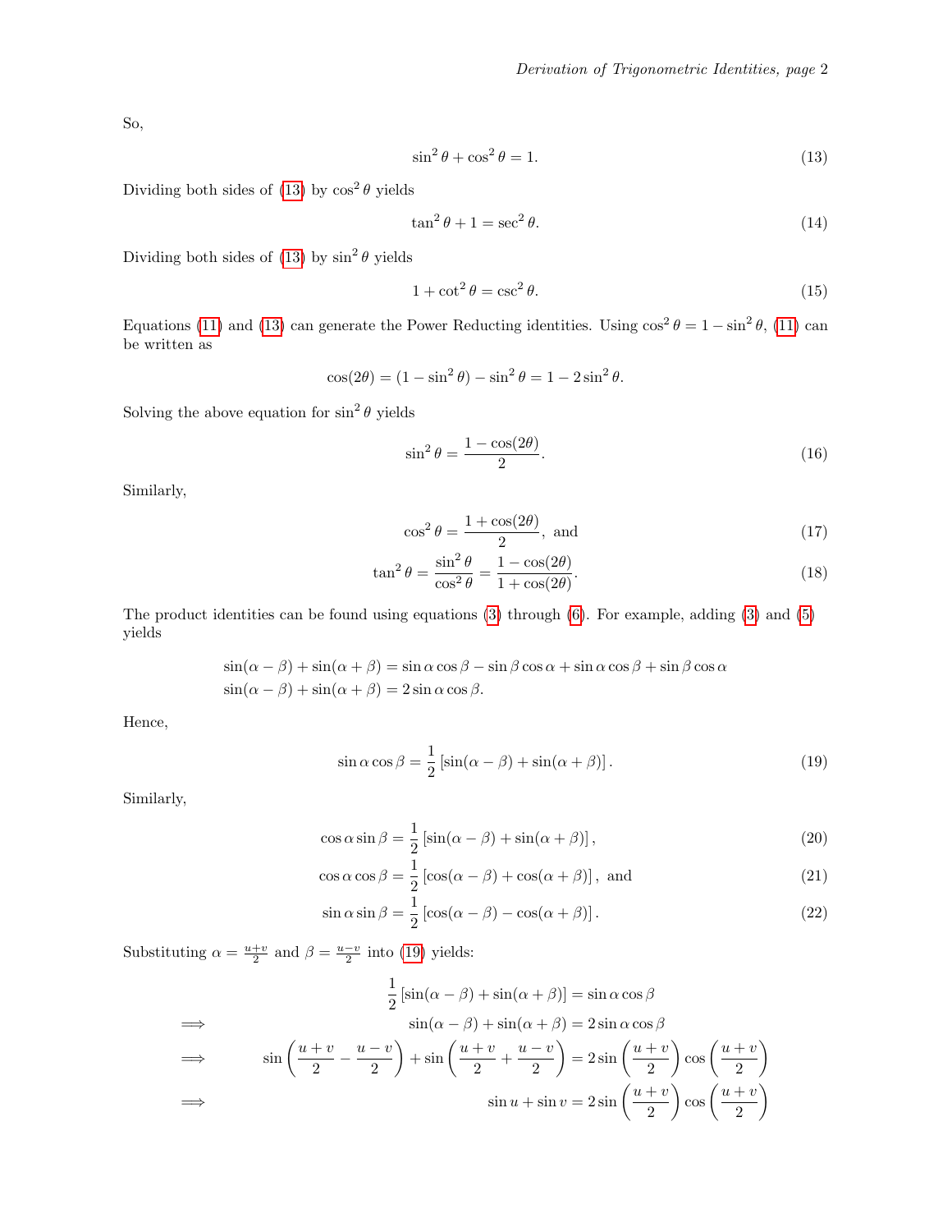So,

$$\sin^2\theta + \cos^2\theta = 1. \tag{13}$$

Dividing both sides of (13) by $\cos^2\theta$ yields

$$\tan^2\theta + 1 = \sec^2\theta. \tag{14}$$

Dividing both sides of (13) by $\sin^2\theta$ yields

$$1 + \cot^2\theta = \csc^2\theta. \tag{15}$$

Equations (11) and (13) can generate the Power Reducting identities. Using $\cos^2\theta = 1 - \sin^2\theta$, (11) can be written as

$$\cos(2\theta) = (1 - \sin^2\theta) - \sin^2\theta = 1 - 2\sin^2\theta.$$

Solving the above equation for $\sin^2\theta$ yields

$$\sin^2\theta = \frac{1-\cos(2\theta)}{2}. \tag{16}$$

Similarly,

$$\cos^2\theta = \frac{1+\cos(2\theta)}{2}, \text{ and} \tag{17}$$

$$\tan^2\theta = \frac{\sin^2\theta}{\cos^2\theta} = \frac{1-\cos(2\theta)}{1+\cos(2\theta)}. \tag{18}$$

The product identities can be found using equations (3) through (6). For example, adding (3) and (5) yields

$$\begin{aligned}
\sin(\alpha-\beta) + \sin(\alpha+\beta) &= \sin\alpha\cos\beta - \sin\beta\cos\alpha + \sin\alpha\cos\beta + \sin\beta\cos\alpha \\
\sin(\alpha-\beta) + \sin(\alpha+\beta) &= 2\sin\alpha\cos\beta.
\end{aligned}$$

Hence,

$$\sin\alpha\cos\beta = \frac{1}{2}\left[\sin(\alpha-\beta) + \sin(\alpha+\beta)\right]. \tag{19}$$

Similarly,

$$\cos\alpha\sin\beta = \frac{1}{2}\left[\sin(\alpha-\beta) + \sin(\alpha+\beta)\right], \tag{20}$$

$$\cos\alpha\cos\beta = \frac{1}{2}\left[\cos(\alpha-\beta) + \cos(\alpha+\beta)\right], \text{ and} \tag{21}$$

$$\sin\alpha\sin\beta = \frac{1}{2}\left[\cos(\alpha-\beta) - \cos(\alpha+\beta)\right]. \tag{22}$$

Substituting $\alpha = \frac{u+v}{2}$ and $\beta = \frac{u-v}{2}$ into (19) yields:

$$\begin{aligned}
& \frac{1}{2}\left[\sin(\alpha-\beta) + \sin(\alpha+\beta)\right] = \sin\alpha\cos\beta \\
\implies \quad & \sin(\alpha-\beta) + \sin(\alpha+\beta) = 2\sin\alpha\cos\beta \\
\implies \quad & \sin\left(\frac{u+v}{2} - \frac{u-v}{2}\right) + \sin\left(\frac{u+v}{2} + \frac{u-v}{2}\right) = 2\sin\left(\frac{u+v}{2}\right)\cos\left(\frac{u+v}{2}\right) \\
\implies \quad & \sin u + \sin v = 2\sin\left(\frac{u+v}{2}\right)\cos\left(\frac{u+v}{2}\right)
\end{aligned}$$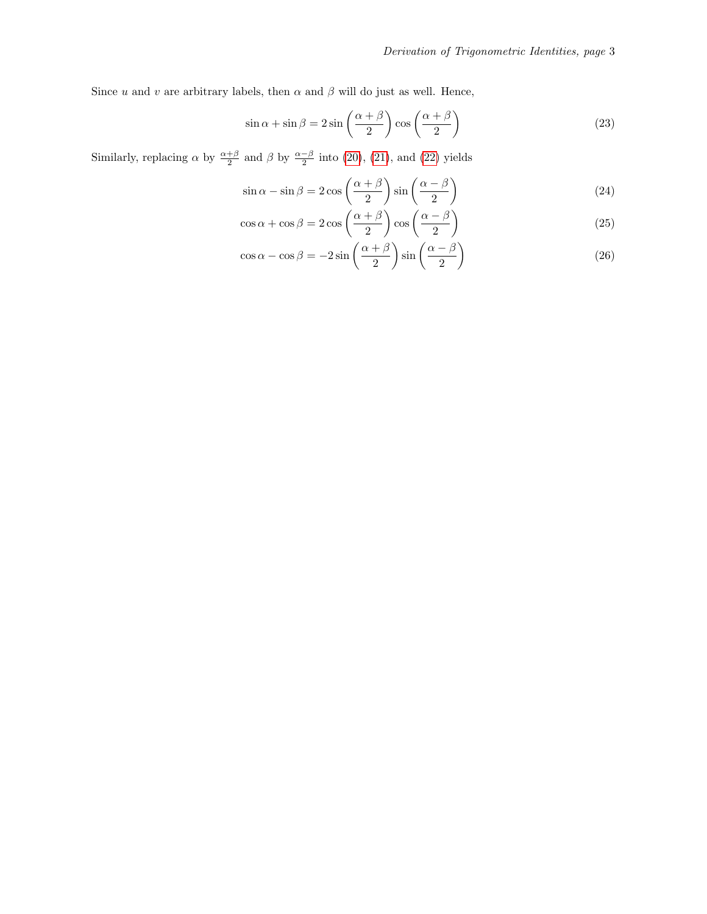Since $u$ and $v$ are arbitrary labels, then $\alpha$ and $\beta$ will do just as well. Hence,

$$\sin\alpha + \sin\beta = 2\sin\left(\frac{\alpha+\beta}{2}\right)\cos\left(\frac{\alpha+\beta}{2}\right) \tag{23}$$

Similarly, replacing $\alpha$ by $\frac{\alpha+\beta}{2}$ and $\beta$ by $\frac{\alpha-\beta}{2}$ into (20), (21), and (22) yields

$$\sin\alpha - \sin\beta = 2\cos\left(\frac{\alpha+\beta}{2}\right)\sin\left(\frac{\alpha-\beta}{2}\right) \tag{24}$$

$$\cos\alpha + \cos\beta = 2\cos\left(\frac{\alpha+\beta}{2}\right)\cos\left(\frac{\alpha-\beta}{2}\right) \tag{25}$$

$$\cos\alpha - \cos\beta = -2\sin\left(\frac{\alpha+\beta}{2}\right)\sin\left(\frac{\alpha-\beta}{2}\right) \tag{26}$$